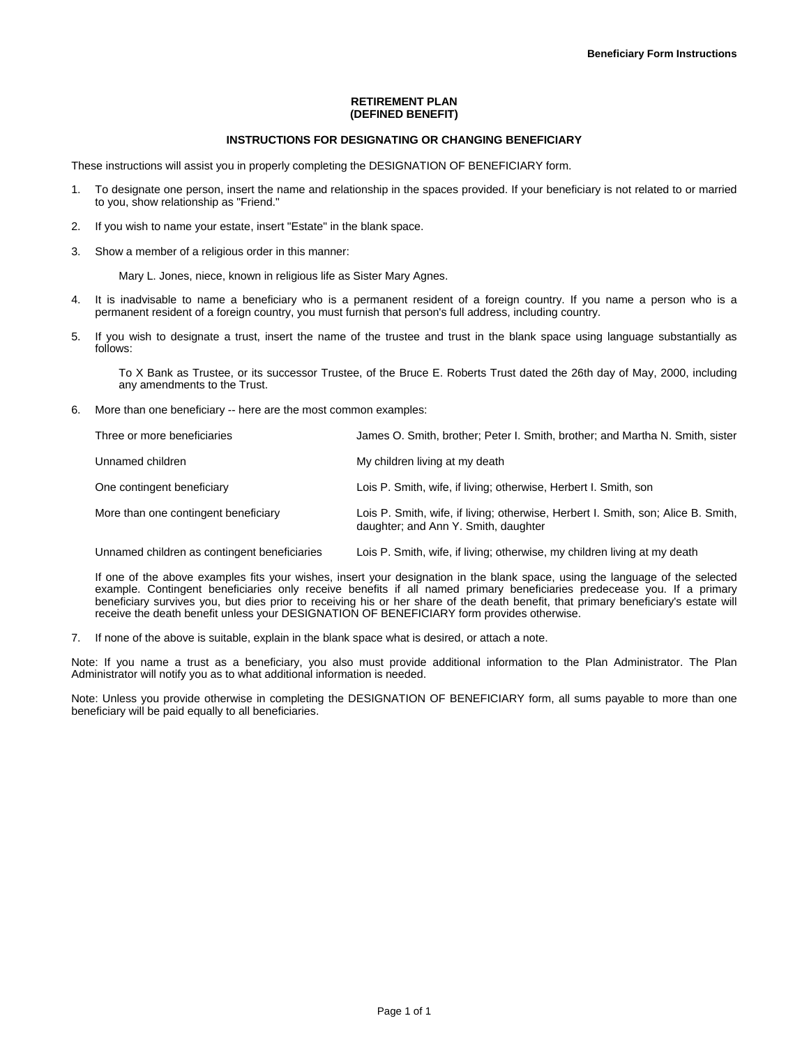**Beneficiary Form Instructions**

# RETIREMENT PLAN
# (DEFINED BENEFIT)

## INSTRUCTIONS FOR DESIGNATING OR CHANGING BENEFICIARY

These instructions will assist you in properly completing the DESIGNATION OF BENEFICIARY form.

1. To designate one person, insert the name and relationship in the spaces provided. If your beneficiary is not related to or married to you, show relationship as "Friend."

2. If you wish to name your estate, insert "Estate" in the blank space.

3. Show a member of a religious order in this manner:

   Mary L. Jones, niece, known in religious life as Sister Mary Agnes.

4. It is inadvisable to name a beneficiary who is a permanent resident of a foreign country. If you name a person who is a permanent resident of a foreign country, you must furnish that person's full address, including country.

5. If you wish to designate a trust, insert the name of the trustee and trust in the blank space using language substantially as follows:

   To X Bank as Trustee, or its successor Trustee, of the Bruce E. Roberts Trust dated the 26th day of May, 2000, including any amendments to the Trust.

6. More than one beneficiary -- here are the most common examples:

| | |
|---|---|
| Three or more beneficiaries | James O. Smith, brother; Peter I. Smith, brother; and Martha N. Smith, sister |
| Unnamed children | My children living at my death |
| One contingent beneficiary | Lois P. Smith, wife, if living; otherwise, Herbert I. Smith, son |
| More than one contingent beneficiary | Lois P. Smith, wife, if living; otherwise, Herbert I. Smith, son; Alice B. Smith, daughter; and Ann Y. Smith, daughter |
| Unnamed children as contingent beneficiaries | Lois P. Smith, wife, if living; otherwise, my children living at my death |

   If one of the above examples fits your wishes, insert your designation in the blank space, using the language of the selected example. Contingent beneficiaries only receive benefits if all named primary beneficiaries predecease you. If a primary beneficiary survives you, but dies prior to receiving his or her share of the death benefit, that primary beneficiary's estate will receive the death benefit unless your DESIGNATION OF BENEFICIARY form provides otherwise.

7. If none of the above is suitable, explain in the blank space what is desired, or attach a note.

Note: If you name a trust as a beneficiary, you also must provide additional information to the Plan Administrator. The Plan Administrator will notify you as to what additional information is needed.

Note: Unless you provide otherwise in completing the DESIGNATION OF BENEFICIARY form, all sums payable to more than one beneficiary will be paid equally to all beneficiaries.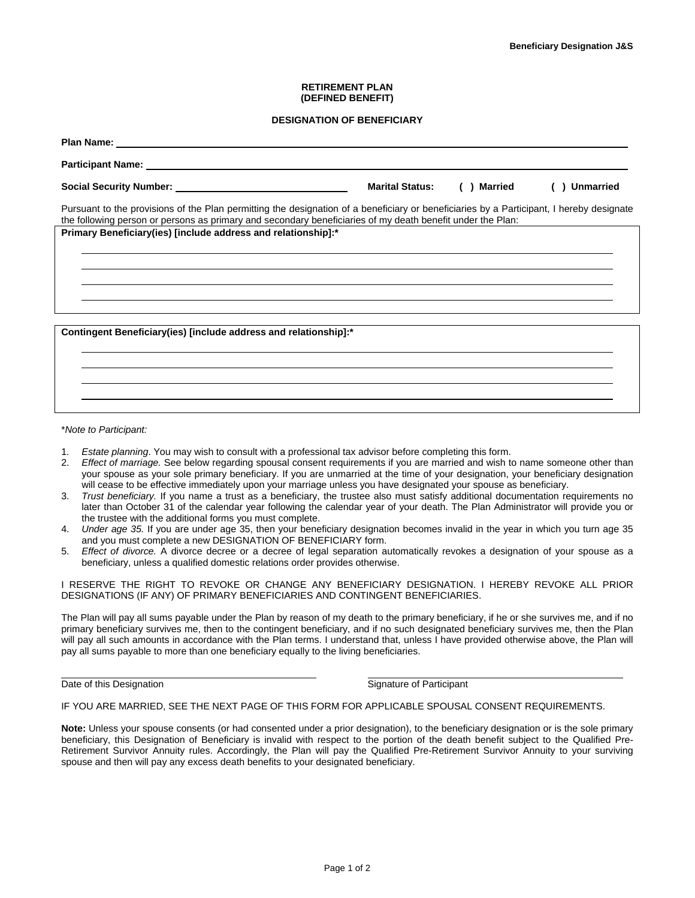**Beneficiary Designation J&S**

**RETIREMENT PLAN**
**(DEFINED BENEFIT)**

**DESIGNATION OF BENEFICIARY**

**Plan Name:** ______________________________________________

**Participant Name:** ______________________________________________

**Social Security Number:** ____________________ **Marital Status:** **( ) Married** **( ) Unmarried**

Pursuant to the provisions of the Plan permitting the designation of a beneficiary or beneficiaries by a Participant, I hereby designate the following person or persons as primary and secondary beneficiaries of my death benefit under the Plan:

**Primary Beneficiary(ies) [include address and relationship]:***

______________________________________________

______________________________________________

______________________________________________

______________________________________________

**Contingent Beneficiary(ies) [include address and relationship]:***

______________________________________________

______________________________________________

______________________________________________

______________________________________________

**Note to Participant:*

1. *Estate planning*. You may wish to consult with a professional tax advisor before completing this form.
2. *Effect of marriage.* See below regarding spousal consent requirements if you are married and wish to name someone other than your spouse as your sole primary beneficiary. If you are unmarried at the time of your designation, your beneficiary designation will cease to be effective immediately upon your marriage unless you have designated your spouse as beneficiary.
3. *Trust beneficiary.* If you name a trust as a beneficiary, the trustee also must satisfy additional documentation requirements no later than October 31 of the calendar year following the calendar year of your death. The Plan Administrator will provide you or the trustee with the additional forms you must complete.
4. *Under age 35.* If you are under age 35, then your beneficiary designation becomes invalid in the year in which you turn age 35 and you must complete a new DESIGNATION OF BENEFICIARY form.
5. *Effect of divorce.* A divorce decree or a decree of legal separation automatically revokes a designation of your spouse as a beneficiary, unless a qualified domestic relations order provides otherwise.

I RESERVE THE RIGHT TO REVOKE OR CHANGE ANY BENEFICIARY DESIGNATION. I HEREBY REVOKE ALL PRIOR DESIGNATIONS (IF ANY) OF PRIMARY BENEFICIARIES AND CONTINGENT BENEFICIARIES.

The Plan will pay all sums payable under the Plan by reason of my death to the primary beneficiary, if he or she survives me, and if no primary beneficiary survives me, then to the contingent beneficiary, and if no such designated beneficiary survives me, then the Plan will pay all such amounts in accordance with the Plan terms. I understand that, unless I have provided otherwise above, the Plan will pay all sums payable to more than one beneficiary equally to the living beneficiaries.

______________________________ ______________________________
Date of this Designation Signature of Participant

IF YOU ARE MARRIED, SEE THE NEXT PAGE OF THIS FORM FOR APPLICABLE SPOUSAL CONSENT REQUIREMENTS.

**Note:** Unless your spouse consents (or had consented under a prior designation), to the beneficiary designation or is the sole primary beneficiary, this Designation of Beneficiary is invalid with respect to the portion of the death benefit subject to the Qualified Pre-Retirement Survivor Annuity rules. Accordingly, the Plan will pay the Qualified Pre-Retirement Survivor Annuity to your surviving spouse and then will pay any excess death benefits to your designated beneficiary.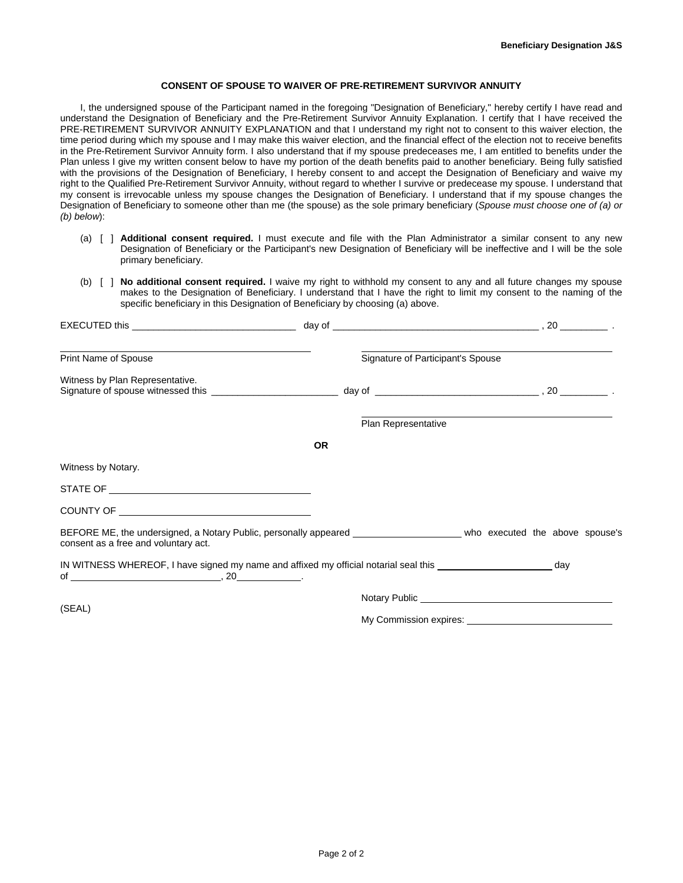## CONSENT OF SPOUSE TO WAIVER OF PRE-RETIREMENT SURVIVOR ANNUITY

I, the undersigned spouse of the Participant named in the foregoing "Designation of Beneficiary," hereby certify I have read and understand the Designation of Beneficiary and the Pre-Retirement Survivor Annuity Explanation. I certify that I have received the PRE-RETIREMENT SURVIVOR ANNUITY EXPLANATION and that I understand my right not to consent to this waiver election, the time period during which my spouse and I may make this waiver election, and the financial effect of the election not to receive benefits in the Pre-Retirement Survivor Annuity form. I also understand that if my spouse predeceases me, I am entitled to benefits under the Plan unless I give my written consent below to have my portion of the death benefits paid to another beneficiary. Being fully satisfied with the provisions of the Designation of Beneficiary, I hereby consent to and accept the Designation of Beneficiary and waive my right to the Qualified Pre-Retirement Survivor Annuity, without regard to whether I survive or predecease my spouse. I understand that my consent is irrevocable unless my spouse changes the Designation of Beneficiary. I understand that if my spouse changes the Designation of Beneficiary to someone other than me (the spouse) as the sole primary beneficiary (*Spouse must choose one of (a) or (b) below*):

(a) [ ] **Additional consent required.** I must execute and file with the Plan Administrator a similar consent to any new Designation of Beneficiary or the Participant's new Designation of Beneficiary will be ineffective and I will be the sole primary beneficiary.

(b) [ ] **No additional consent required.** I waive my right to withhold my consent to any and all future changes my spouse makes to the Designation of Beneficiary. I understand that I have the right to limit my consent to the naming of the specific beneficiary in this Designation of Beneficiary by choosing (a) above.

EXECUTED this ______________________________ day of ________________________________________ , 20 _________ .

______________________________ ______________________________
Print Name of Spouse Signature of Participant's Spouse

Witness by Plan Representative.
Signature of spouse witnessed this ________________________ day of ______________________________ , 20 _________ .

______________________________
Plan Representative

**OR**

Witness by Notary.

STATE OF ______________________________

COUNTY OF ______________________________

BEFORE ME, the undersigned, a Notary Public, personally appeared ____________________ who executed the above spouse's consent as a free and voluntary act.

IN WITNESS WHEREOF, I have signed my name and affixed my official notarial seal this ______________________ day of ____________________________, 20____________.

Notary Public ______________________________

(SEAL)

My Commission expires: ______________________________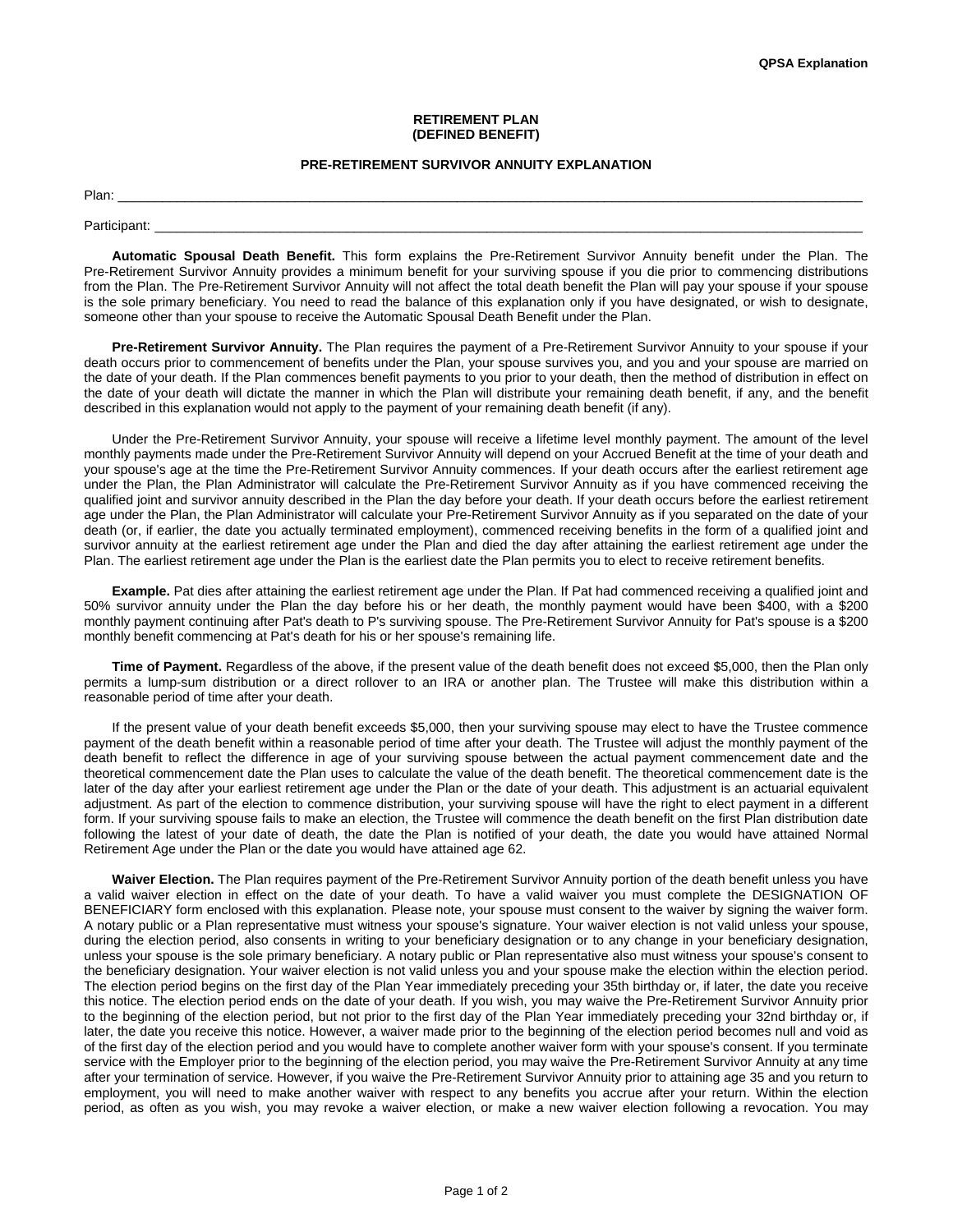**QPSA Explanation**

**RETIREMENT PLAN**
**(DEFINED BENEFIT)**

**PRE-RETIREMENT SURVIVOR ANNUITY EXPLANATION**

Plan: ______________________________________________________________________________________________

Participant: __________________________________________________________________________________________

**Automatic Spousal Death Benefit.** This form explains the Pre-Retirement Survivor Annuity benefit under the Plan. The Pre-Retirement Survivor Annuity provides a minimum benefit for your surviving spouse if you die prior to commencing distributions from the Plan. The Pre-Retirement Survivor Annuity will not affect the total death benefit the Plan will pay your spouse if your spouse is the sole primary beneficiary. You need to read the balance of this explanation only if you have designated, or wish to designate, someone other than your spouse to receive the Automatic Spousal Death Benefit under the Plan.

**Pre-Retirement Survivor Annuity.** The Plan requires the payment of a Pre-Retirement Survivor Annuity to your spouse if your death occurs prior to commencement of benefits under the Plan, your spouse survives you, and you and your spouse are married on the date of your death. If the Plan commences benefit payments to you prior to your death, then the method of distribution in effect on the date of your death will dictate the manner in which the Plan will distribute your remaining death benefit, if any, and the benefit described in this explanation would not apply to the payment of your remaining death benefit (if any).

Under the Pre-Retirement Survivor Annuity, your spouse will receive a lifetime level monthly payment. The amount of the level monthly payments made under the Pre-Retirement Survivor Annuity will depend on your Accrued Benefit at the time of your death and your spouse's age at the time the Pre-Retirement Survivor Annuity commences. If your death occurs after the earliest retirement age under the Plan, the Plan Administrator will calculate the Pre-Retirement Survivor Annuity as if you have commenced receiving the qualified joint and survivor annuity described in the Plan the day before your death. If your death occurs before the earliest retirement age under the Plan, the Plan Administrator will calculate your Pre-Retirement Survivor Annuity as if you separated on the date of your death (or, if earlier, the date you actually terminated employment), commenced receiving benefits in the form of a qualified joint and survivor annuity at the earliest retirement age under the Plan and died the day after attaining the earliest retirement age under the Plan. The earliest retirement age under the Plan is the earliest date the Plan permits you to elect to receive retirement benefits.

**Example.** Pat dies after attaining the earliest retirement age under the Plan. If Pat had commenced receiving a qualified joint and 50% survivor annuity under the Plan the day before his or her death, the monthly payment would have been $400, with a $200 monthly payment continuing after Pat's death to P's surviving spouse. The Pre-Retirement Survivor Annuity for Pat's spouse is a $200 monthly benefit commencing at Pat's death for his or her spouse's remaining life.

**Time of Payment.** Regardless of the above, if the present value of the death benefit does not exceed $5,000, then the Plan only permits a lump-sum distribution or a direct rollover to an IRA or another plan. The Trustee will make this distribution within a reasonable period of time after your death.

If the present value of your death benefit exceeds $5,000, then your surviving spouse may elect to have the Trustee commence payment of the death benefit within a reasonable period of time after your death. The Trustee will adjust the monthly payment of the death benefit to reflect the difference in age of your surviving spouse between the actual payment commencement date and the theoretical commencement date the Plan uses to calculate the value of the death benefit. The theoretical commencement date is the later of the day after your earliest retirement age under the Plan or the date of your death. This adjustment is an actuarial equivalent adjustment. As part of the election to commence distribution, your surviving spouse will have the right to elect payment in a different form. If your surviving spouse fails to make an election, the Trustee will commence the death benefit on the first Plan distribution date following the latest of your date of death, the date the Plan is notified of your death, the date you would have attained Normal Retirement Age under the Plan or the date you would have attained age 62.

**Waiver Election.** The Plan requires payment of the Pre-Retirement Survivor Annuity portion of the death benefit unless you have a valid waiver election in effect on the date of your death. To have a valid waiver you must complete the DESIGNATION OF BENEFICIARY form enclosed with this explanation. Please note, your spouse must consent to the waiver by signing the waiver form. A notary public or a Plan representative must witness your spouse's signature. Your waiver election is not valid unless your spouse, during the election period, also consents in writing to your beneficiary designation or to any change in your beneficiary designation, unless your spouse is the sole primary beneficiary. A notary public or Plan representative also must witness your spouse's consent to the beneficiary designation. Your waiver election is not valid unless you and your spouse make the election within the election period. The election period begins on the first day of the Plan Year immediately preceding your 35th birthday or, if later, the date you receive this notice. The election period ends on the date of your death. If you wish, you may waive the Pre-Retirement Survivor Annuity prior to the beginning of the election period, but not prior to the first day of the Plan Year immediately preceding your 32nd birthday or, if later, the date you receive this notice. However, a waiver made prior to the beginning of the election period becomes null and void as of the first day of the election period and you would have to complete another waiver form with your spouse's consent. If you terminate service with the Employer prior to the beginning of the election period, you may waive the Pre-Retirement Survivor Annuity at any time after your termination of service. However, if you waive the Pre-Retirement Survivor Annuity prior to attaining age 35 and you return to employment, you will need to make another waiver with respect to any benefits you accrue after your return. Within the election period, as often as you wish, you may revoke a waiver election, or make a new waiver election following a revocation. You may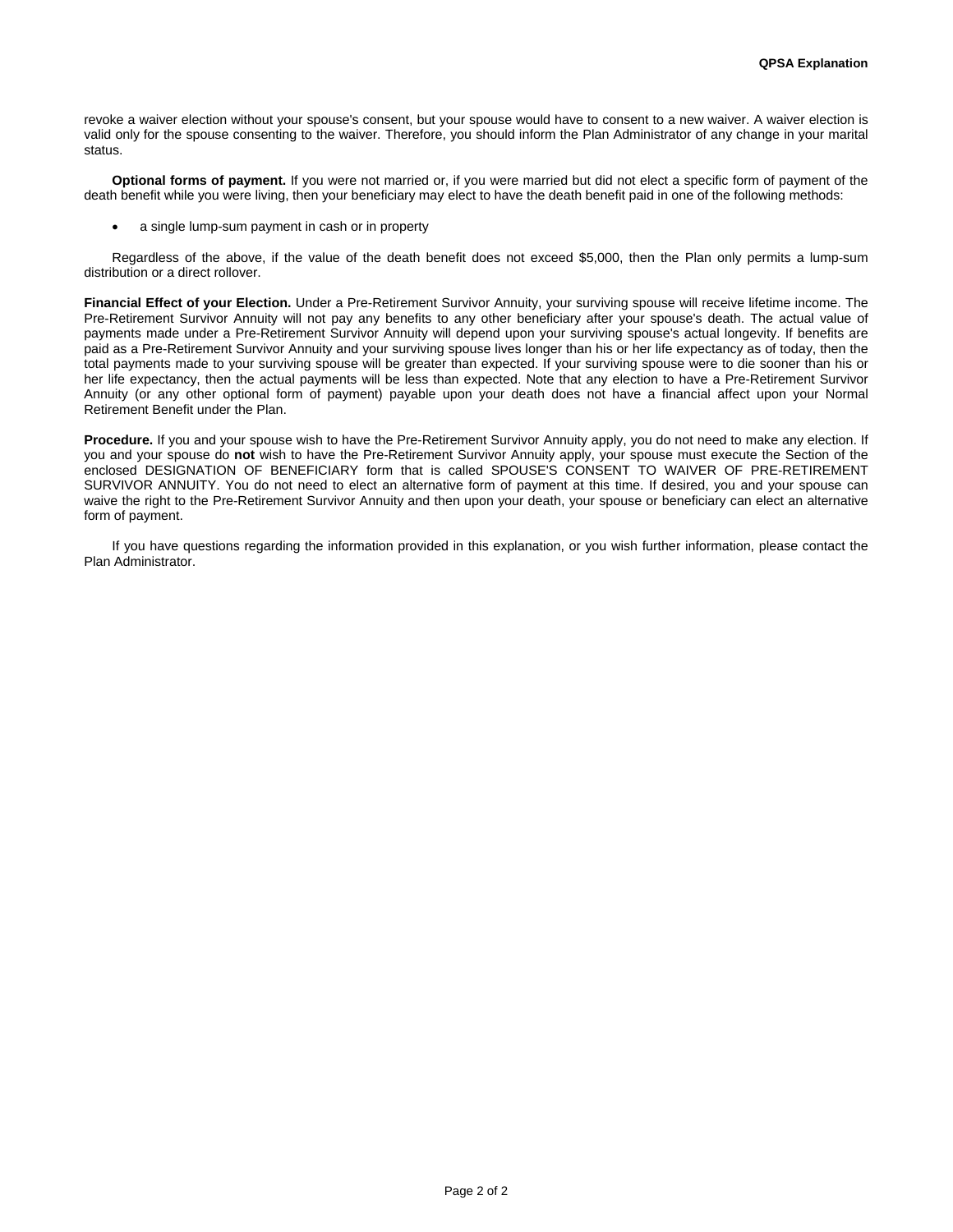revoke a waiver election without your spouse's consent, but your spouse would have to consent to a new waiver. A waiver election is valid only for the spouse consenting to the waiver. Therefore, you should inform the Plan Administrator of any change in your marital status.

**Optional forms of payment.** If you were not married or, if you were married but did not elect a specific form of payment of the death benefit while you were living, then your beneficiary may elect to have the death benefit paid in one of the following methods:

- a single lump-sum payment in cash or in property

Regardless of the above, if the value of the death benefit does not exceed $5,000, then the Plan only permits a lump-sum distribution or a direct rollover.

**Financial Effect of your Election.** Under a Pre-Retirement Survivor Annuity, your surviving spouse will receive lifetime income. The Pre-Retirement Survivor Annuity will not pay any benefits to any other beneficiary after your spouse's death. The actual value of payments made under a Pre-Retirement Survivor Annuity will depend upon your surviving spouse's actual longevity. If benefits are paid as a Pre-Retirement Survivor Annuity and your surviving spouse lives longer than his or her life expectancy as of today, then the total payments made to your surviving spouse will be greater than expected. If your surviving spouse were to die sooner than his or her life expectancy, then the actual payments will be less than expected. Note that any election to have a Pre-Retirement Survivor Annuity (or any other optional form of payment) payable upon your death does not have a financial affect upon your Normal Retirement Benefit under the Plan.

**Procedure.** If you and your spouse wish to have the Pre-Retirement Survivor Annuity apply, you do not need to make any election. If you and your spouse do **not** wish to have the Pre-Retirement Survivor Annuity apply, your spouse must execute the Section of the enclosed DESIGNATION OF BENEFICIARY form that is called SPOUSE'S CONSENT TO WAIVER OF PRE-RETIREMENT SURVIVOR ANNUITY. You do not need to elect an alternative form of payment at this time. If desired, you and your spouse can waive the right to the Pre-Retirement Survivor Annuity and then upon your death, your spouse or beneficiary can elect an alternative form of payment.

If you have questions regarding the information provided in this explanation, or you wish further information, please contact the Plan Administrator.